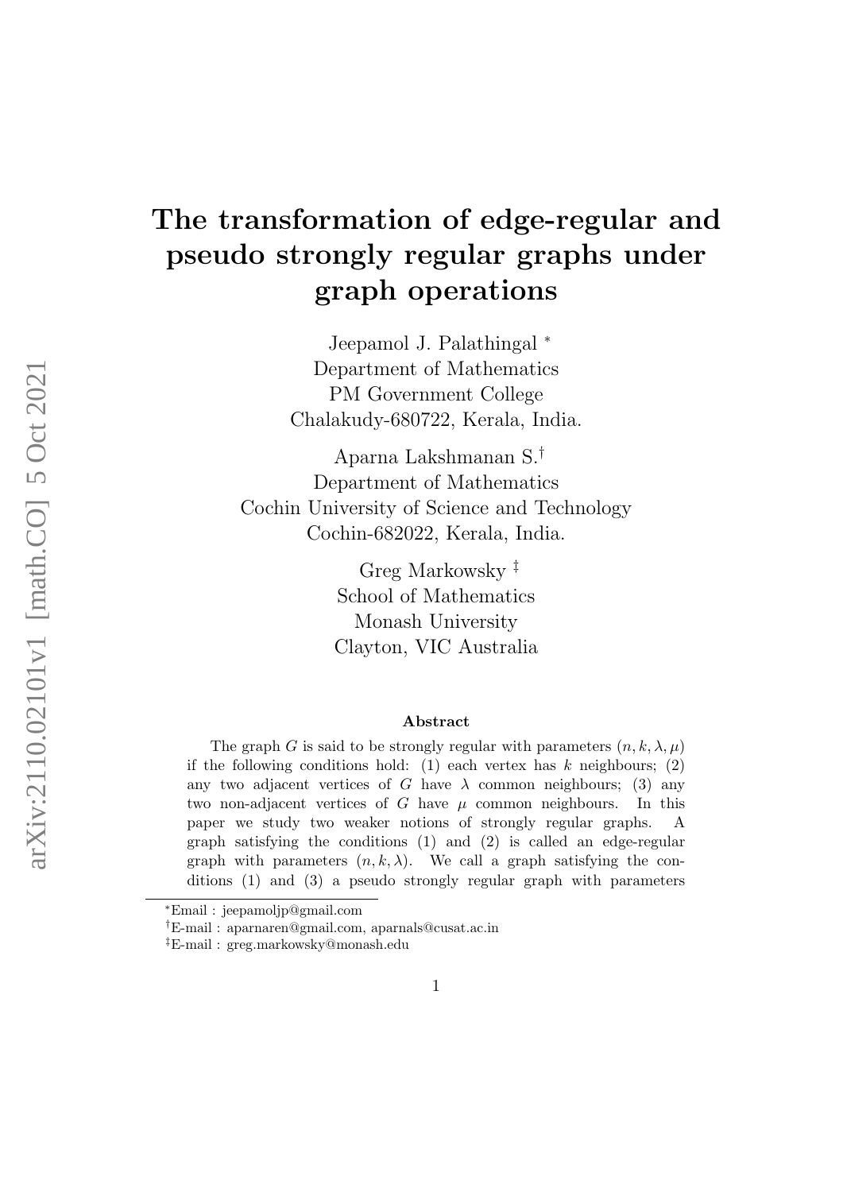# The transformation of edge-regular and pseudo strongly regular graphs under graph operations

Jeepamol J. Palathingal *
Department of Mathematics
PM Government College
Chalakudy-680722, Kerala, India.

Aparna Lakshmanan S.†
Department of Mathematics
Cochin University of Science and Technology
Cochin-682022, Kerala, India.

Greg Markowsky ‡
School of Mathematics
Monash University
Clayton, VIC Australia

### Abstract

The graph $G$ is said to be strongly regular with parameters $(n, k, \lambda, \mu)$ if the following conditions hold: (1) each vertex has $k$ neighbours; (2) any two adjacent vertices of $G$ have $\lambda$ common neighbours; (3) any two non-adjacent vertices of $G$ have $\mu$ common neighbours. In this paper we study two weaker notions of strongly regular graphs. A graph satisfying the conditions (1) and (2) is called an edge-regular graph with parameters $(n, k, \lambda)$. We call a graph satisfying the conditions (1) and (3) a pseudo strongly regular graph with parameters

*Email : jeepamoljp@gmail.com

†E-mail : aparnaren@gmail.com, aparnals@cusat.ac.in

‡E-mail : greg.markowsky@monash.edu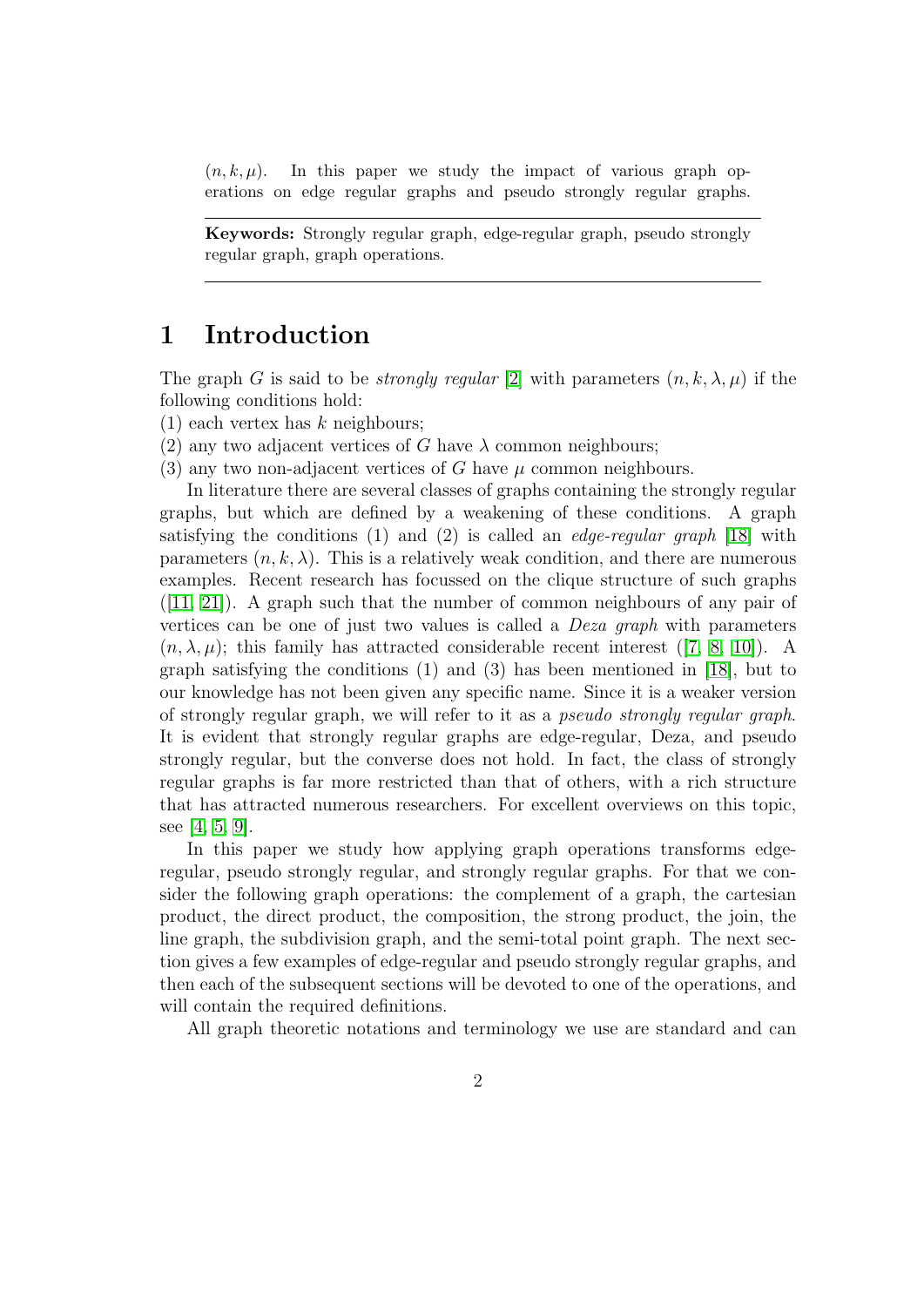$(n, k, \mu)$. In this paper we study the impact of various graph operations on edge regular graphs and pseudo strongly regular graphs.

---

**Keywords:** Strongly regular graph, edge-regular graph, pseudo strongly regular graph, graph operations.

---

# 1 Introduction

The graph $G$ is said to be *strongly regular* [2] with parameters $(n, k, \lambda, \mu)$ if the following conditions hold:
(1) each vertex has $k$ neighbours;
(2) any two adjacent vertices of $G$ have $\lambda$ common neighbours;
(3) any two non-adjacent vertices of $G$ have $\mu$ common neighbours.

In literature there are several classes of graphs containing the strongly regular graphs, but which are defined by a weakening of these conditions. A graph satisfying the conditions (1) and (2) is called an *edge-regular graph* [18] with parameters $(n, k, \lambda)$. This is a relatively weak condition, and there are numerous examples. Recent research has focussed on the clique structure of such graphs ([11, 21]). A graph such that the number of common neighbours of any pair of vertices can be one of just two values is called a *Deza graph* with parameters $(n, \lambda, \mu)$; this family has attracted considerable recent interest ([7, 8, 10]). A graph satisfying the conditions (1) and (3) has been mentioned in [18], but to our knowledge has not been given any specific name. Since it is a weaker version of strongly regular graph, we will refer to it as a *pseudo strongly regular graph*. It is evident that strongly regular graphs are edge-regular, Deza, and pseudo strongly regular, but the converse does not hold. In fact, the class of strongly regular graphs is far more restricted than that of others, with a rich structure that has attracted numerous researchers. For excellent overviews on this topic, see [4, 5, 9].

In this paper we study how applying graph operations transforms edge-regular, pseudo strongly regular, and strongly regular graphs. For that we consider the following graph operations: the complement of a graph, the cartesian product, the direct product, the composition, the strong product, the join, the line graph, the subdivision graph, and the semi-total point graph. The next section gives a few examples of edge-regular and pseudo strongly regular graphs, and then each of the subsequent sections will be devoted to one of the operations, and will contain the required definitions.

All graph theoretic notations and terminology we use are standard and can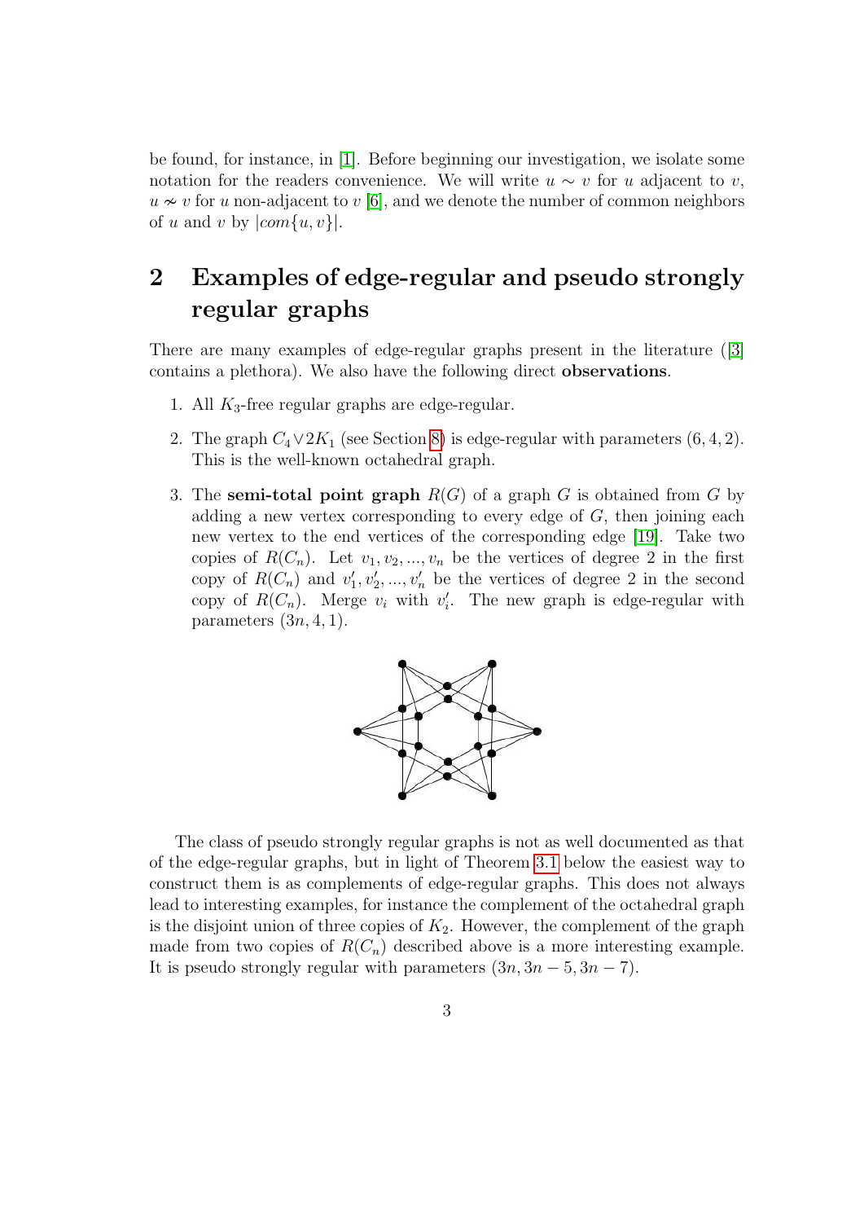be found, for instance, in [1]. Before beginning our investigation, we isolate some notation for the readers convenience. We will write $u \sim v$ for $u$ adjacent to $v$, $u \nsim v$ for $u$ non-adjacent to $v$ [6], and we denote the number of common neighbors of $u$ and $v$ by $|com\{u, v\}|$.

## 2 Examples of edge-regular and pseudo strongly regular graphs

There are many examples of edge-regular graphs present in the literature ([3] contains a plethora). We also have the following direct **observations**.

1. All $K_3$-free regular graphs are edge-regular.
2. The graph $C_4 \vee 2K_1$ (see Section 8) is edge-regular with parameters $(6, 4, 2)$. This is the well-known octahedral graph.
3. The **semi-total point graph** $R(G)$ of a graph $G$ is obtained from $G$ by adding a new vertex corresponding to every edge of $G$, then joining each new vertex to the end vertices of the corresponding edge [19]. Take two copies of $R(C_n)$. Let $v_1, v_2, ..., v_n$ be the vertices of degree 2 in the first copy of $R(C_n)$ and $v'_1, v'_2, ..., v'_n$ be the vertices of degree 2 in the second copy of $R(C_n)$. Merge $v_i$ with $v'_i$. The new graph is edge-regular with parameters $(3n, 4, 1)$.

The class of pseudo strongly regular graphs is not as well documented as that of the edge-regular graphs, but in light of Theorem 3.1 below the easiest way to construct them is as complements of edge-regular graphs. This does not always lead to interesting examples, for instance the complement of the octahedral graph is the disjoint union of three copies of $K_2$. However, the complement of the graph made from two copies of $R(C_n)$ described above is a more interesting example. It is pseudo strongly regular with parameters $(3n, 3n-5, 3n-7)$.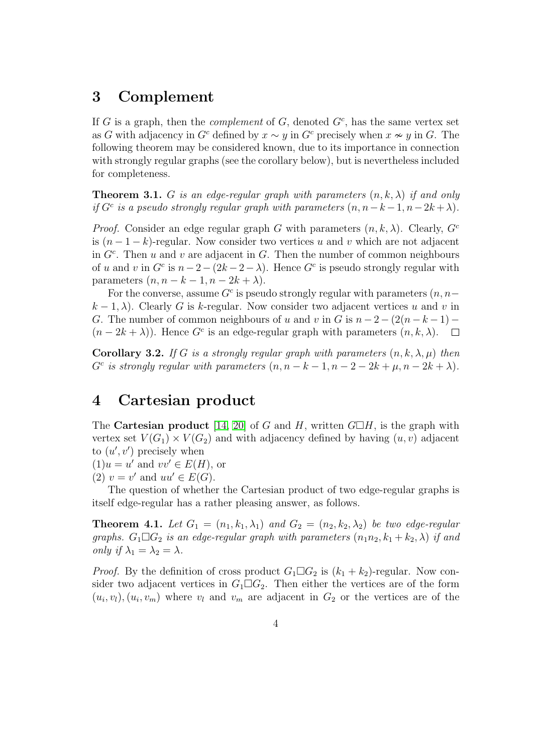## 3 Complement

If $G$ is a graph, then the *complement* of $G$, denoted $G^c$, has the same vertex set as $G$ with adjacency in $G^c$ defined by $x \sim y$ in $G^c$ precisely when $x \nsim y$ in $G$. The following theorem may be considered known, due to its importance in connection with strongly regular graphs (see the corollary below), but is nevertheless included for completeness.

**Theorem 3.1.** *$G$ is an edge-regular graph with parameters $(n, k, \lambda)$ if and only if $G^c$ is a pseudo strongly regular graph with parameters $(n, n-k-1, n-2k+\lambda)$.*

*Proof.* Consider an edge regular graph $G$ with parameters $(n, k, \lambda)$. Clearly, $G^c$ is $(n-1-k)$-regular. Now consider two vertices $u$ and $v$ which are not adjacent in $G^c$. Then $u$ and $v$ are adjacent in $G$. Then the number of common neighbours of $u$ and $v$ in $G^c$ is $n-2-(2k-2-\lambda)$. Hence $G^c$ is pseudo strongly regular with parameters $(n, n-k-1, n-2k+\lambda)$.

For the converse, assume $G^c$ is pseudo strongly regular with parameters $(n, n-k-1, \lambda)$. Clearly $G$ is $k$-regular. Now consider two adjacent vertices $u$ and $v$ in $G$. The number of common neighbours of $u$ and $v$ in $G$ is $n-2-(2(n-k-1)-(n-2k+\lambda))$. Hence $G^c$ is an edge-regular graph with parameters $(n, k, \lambda)$. □

**Corollary 3.2.** *If $G$ is a strongly regular graph with parameters $(n, k, \lambda, \mu)$ then $G^c$ is strongly regular with parameters $(n, n-k-1, n-2-2k+\mu, n-2k+\lambda)$.*

## 4 Cartesian product

The **Cartesian product** [14, 20] of $G$ and $H$, written $G\Box H$, is the graph with vertex set $V(G_1) \times V(G_2)$ and with adjacency defined by having $(u, v)$ adjacent to $(u', v')$ precisely when

(1)$u = u'$ and $vv' \in E(H)$, or

(2) $v = v'$ and $uu' \in E(G)$.

The question of whether the Cartesian product of two edge-regular graphs is itself edge-regular has a rather pleasing answer, as follows.

**Theorem 4.1.** *Let $G_1 = (n_1, k_1, \lambda_1)$ and $G_2 = (n_2, k_2, \lambda_2)$ be two edge-regular graphs. $G_1\Box G_2$ is an edge-regular graph with parameters $(n_1n_2, k_1+k_2, \lambda)$ if and only if $\lambda_1 = \lambda_2 = \lambda$.*

*Proof.* By the definition of cross product $G_1\Box G_2$ is $(k_1+k_2)$-regular. Now consider two adjacent vertices in $G_1\Box G_2$. Then either the vertices are of the form $(u_i, v_l), (u_i, v_m)$ where $v_l$ and $v_m$ are adjacent in $G_2$ or the vertices are of the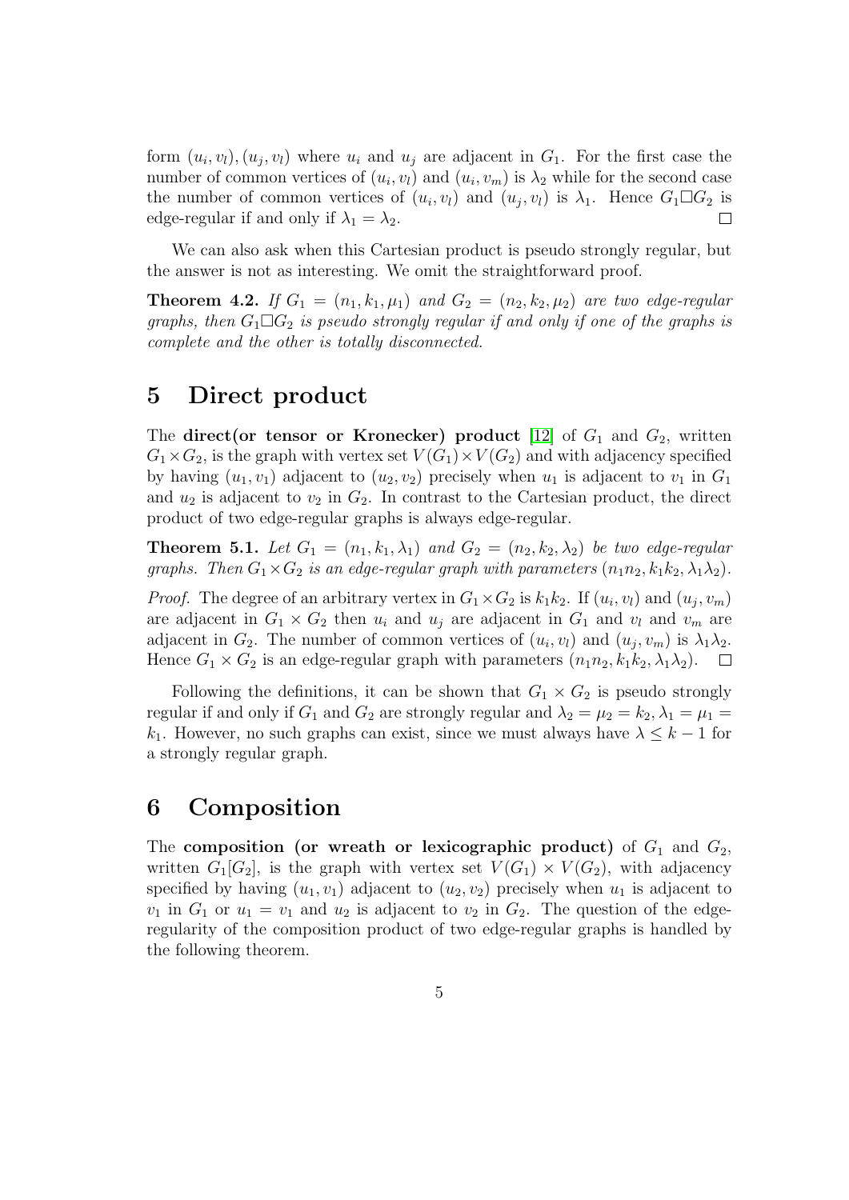form $(u_i, v_l), (u_j, v_l)$ where $u_i$ and $u_j$ are adjacent in $G_1$. For the first case the number of common vertices of $(u_i, v_l)$ and $(u_i, v_m)$ is $\lambda_2$ while for the second case the number of common vertices of $(u_i, v_l)$ and $(u_j, v_l)$ is $\lambda_1$. Hence $G_1 \square G_2$ is edge-regular if and only if $\lambda_1 = \lambda_2$. $\square$

We can also ask when this Cartesian product is pseudo strongly regular, but the answer is not as interesting. We omit the straightforward proof.

**Theorem 4.2.** *If $G_1 = (n_1, k_1, \mu_1)$ and $G_2 = (n_2, k_2, \mu_2)$ are two edge-regular graphs, then $G_1 \square G_2$ is pseudo strongly regular if and only if one of the graphs is complete and the other is totally disconnected.*

# 5 Direct product

The **direct(or tensor or Kronecker) product** [12] of $G_1$ and $G_2$, written $G_1 \times G_2$, is the graph with vertex set $V(G_1) \times V(G_2)$ and with adjacency specified by having $(u_1, v_1)$ adjacent to $(u_2, v_2)$ precisely when $u_1$ is adjacent to $v_1$ in $G_1$ and $u_2$ is adjacent to $v_2$ in $G_2$. In contrast to the Cartesian product, the direct product of two edge-regular graphs is always edge-regular.

**Theorem 5.1.** *Let $G_1 = (n_1, k_1, \lambda_1)$ and $G_2 = (n_2, k_2, \lambda_2)$ be two edge-regular graphs. Then $G_1 \times G_2$ is an edge-regular graph with parameters $(n_1 n_2, k_1 k_2, \lambda_1 \lambda_2)$.*

*Proof.* The degree of an arbitrary vertex in $G_1 \times G_2$ is $k_1 k_2$. If $(u_i, v_l)$ and $(u_j, v_m)$ are adjacent in $G_1 \times G_2$ then $u_i$ and $u_j$ are adjacent in $G_1$ and $v_l$ and $v_m$ are adjacent in $G_2$. The number of common vertices of $(u_i, v_l)$ and $(u_j, v_m)$ is $\lambda_1 \lambda_2$. Hence $G_1 \times G_2$ is an edge-regular graph with parameters $(n_1 n_2, k_1 k_2, \lambda_1 \lambda_2)$. $\square$

Following the definitions, it can be shown that $G_1 \times G_2$ is pseudo strongly regular if and only if $G_1$ and $G_2$ are strongly regular and $\lambda_2 = \mu_2 = k_2, \lambda_1 = \mu_1 = k_1$. However, no such graphs can exist, since we must always have $\lambda \leq k - 1$ for a strongly regular graph.

# 6 Composition

The **composition (or wreath or lexicographic product)** of $G_1$ and $G_2$, written $G_1[G_2]$, is the graph with vertex set $V(G_1) \times V(G_2)$, with adjacency specified by having $(u_1, v_1)$ adjacent to $(u_2, v_2)$ precisely when $u_1$ is adjacent to $v_1$ in $G_1$ or $u_1 = v_1$ and $u_2$ is adjacent to $v_2$ in $G_2$. The question of the edge-regularity of the composition product of two edge-regular graphs is handled by the following theorem.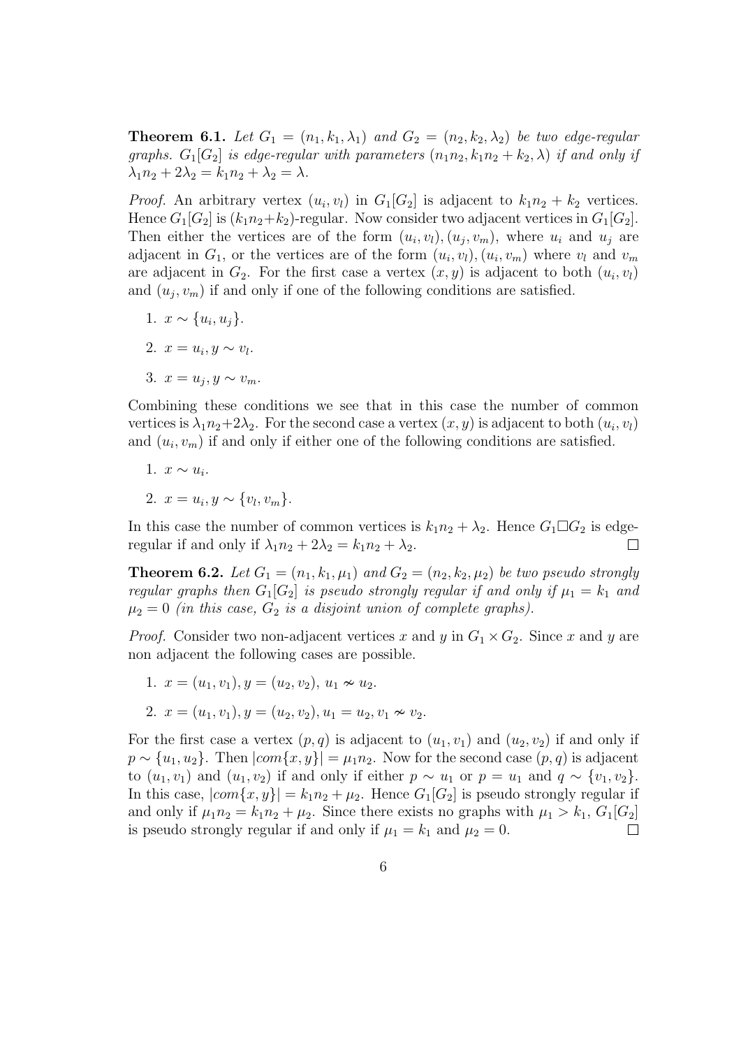**Theorem 6.1.** *Let $G_1 = (n_1, k_1, \lambda_1)$ and $G_2 = (n_2, k_2, \lambda_2)$ be two edge-regular graphs. $G_1[G_2]$ is edge-regular with parameters $(n_1n_2, k_1n_2 + k_2, \lambda)$ if and only if $\lambda_1 n_2 + 2\lambda_2 = k_1 n_2 + \lambda_2 = \lambda$.*

*Proof.* An arbitrary vertex $(u_i, v_l)$ in $G_1[G_2]$ is adjacent to $k_1n_2 + k_2$ vertices. Hence $G_1[G_2]$ is $(k_1n_2+k_2)$-regular. Now consider two adjacent vertices in $G_1[G_2]$. Then either the vertices are of the form $(u_i, v_l), (u_j, v_m)$, where $u_i$ and $u_j$ are adjacent in $G_1$, or the vertices are of the form $(u_i, v_l), (u_i, v_m)$ where $v_l$ and $v_m$ are adjacent in $G_2$. For the first case a vertex $(x, y)$ is adjacent to both $(u_i, v_l)$ and $(u_j, v_m)$ if and only if one of the following conditions are satisfied.

1. $x \sim \{u_i, u_j\}$.
2. $x = u_i, y \sim v_l$.
3. $x = u_j, y \sim v_m$.

Combining these conditions we see that in this case the number of common vertices is $\lambda_1 n_2 + 2\lambda_2$. For the second case a vertex $(x, y)$ is adjacent to both $(u_i, v_l)$ and $(u_i, v_m)$ if and only if either one of the following conditions are satisfied.

1. $x \sim u_i$.
2. $x = u_i, y \sim \{v_l, v_m\}$.

In this case the number of common vertices is $k_1n_2 + \lambda_2$. Hence $G_1 \Box G_2$ is edge-regular if and only if $\lambda_1 n_2 + 2\lambda_2 = k_1n_2 + \lambda_2$. $\square$

**Theorem 6.2.** *Let $G_1 = (n_1, k_1, \mu_1)$ and $G_2 = (n_2, k_2, \mu_2)$ be two pseudo strongly regular graphs then $G_1[G_2]$ is pseudo strongly regular if and only if $\mu_1 = k_1$ and $\mu_2 = 0$ (in this case, $G_2$ is a disjoint union of complete graphs).*

*Proof.* Consider two non-adjacent vertices $x$ and $y$ in $G_1 \times G_2$. Since $x$ and $y$ are non adjacent the following cases are possible.

1. $x = (u_1, v_1), y = (u_2, v_2),\ u_1 \nsim u_2$.
2. $x = (u_1, v_1), y = (u_2, v_2), u_1 = u_2, v_1 \nsim v_2$.

For the first case a vertex $(p, q)$ is adjacent to $(u_1, v_1)$ and $(u_2, v_2)$ if and only if $p \sim \{u_1, u_2\}$. Then $|com\{x, y\}| = \mu_1 n_2$. Now for the second case $(p, q)$ is adjacent to $(u_1, v_1)$ and $(u_1, v_2)$ if and only if either $p \sim u_1$ or $p = u_1$ and $q \sim \{v_1, v_2\}$. In this case, $|com\{x, y\}| = k_1n_2 + \mu_2$. Hence $G_1[G_2]$ is pseudo strongly regular if and only if $\mu_1 n_2 = k_1 n_2 + \mu_2$. Since there exists no graphs with $\mu_1 > k_1$, $G_1[G_2]$ is pseudo strongly regular if and only if $\mu_1 = k_1$ and $\mu_2 = 0$. $\square$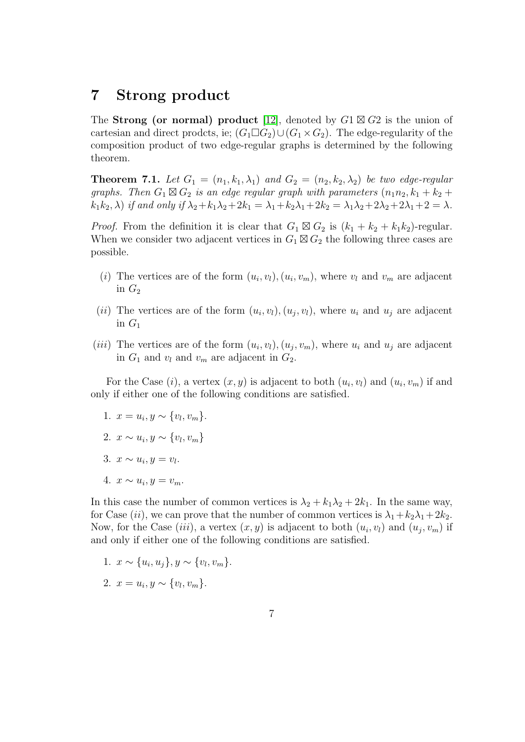## 7 Strong product

The **Strong (or normal) product** [12], denoted by $G1 \boxtimes G2$ is the union of cartesian and direct prodcts, ie; $(G_1 \Box G_2) \cup (G_1 \times G_2)$. The edge-regularity of the composition product of two edge-regular graphs is determined by the following theorem.

**Theorem 7.1.** *Let $G_1 = (n_1, k_1, \lambda_1)$ and $G_2 = (n_2, k_2, \lambda_2)$ be two edge-regular graphs. Then $G_1 \boxtimes G_2$ is an edge regular graph with parameters $(n_1 n_2, k_1 + k_2 + k_1 k_2, \lambda)$ if and only if $\lambda_2 + k_1\lambda_2 + 2k_1 = \lambda_1 + k_2\lambda_1 + 2k_2 = \lambda_1\lambda_2 + 2\lambda_2 + 2\lambda_1 + 2 = \lambda$.*

*Proof.* From the definition it is clear that $G_1 \boxtimes G_2$ is $(k_1 + k_2 + k_1 k_2)$-regular. When we consider two adjacent vertices in $G_1 \boxtimes G_2$ the following three cases are possible.

- $(i)$ The vertices are of the form $(u_i, v_l), (u_i, v_m)$, where $v_l$ and $v_m$ are adjacent in $G_2$
- $(ii)$ The vertices are of the form $(u_i, v_l), (u_j, v_l)$, where $u_i$ and $u_j$ are adjacent in $G_1$
- $(iii)$ The vertices are of the form $(u_i, v_l), (u_j, v_m)$, where $u_i$ and $u_j$ are adjacent in $G_1$ and $v_l$ and $v_m$ are adjacent in $G_2$.

For the Case $(i)$, a vertex $(x, y)$ is adjacent to both $(u_i, v_l)$ and $(u_i, v_m)$ if and only if either one of the following conditions are satisfied.

1. $x = u_i, y \sim \{v_l, v_m\}$.
2. $x \sim u_i, y \sim \{v_l, v_m\}$
3. $x \sim u_i, y = v_l$.
4. $x \sim u_i, y = v_m$.

In this case the number of common vertices is $\lambda_2 + k_1\lambda_2 + 2k_1$. In the same way, for Case $(ii)$, we can prove that the number of common vertices is $\lambda_1 + k_2\lambda_1 + 2k_2$. Now, for the Case $(iii)$, a vertex $(x, y)$ is adjacent to both $(u_i, v_l)$ and $(u_j, v_m)$ if and only if either one of the following conditions are satisfied.

1. $x \sim \{u_i, u_j\}, y \sim \{v_l, v_m\}$.
2. $x = u_i, y \sim \{v_l, v_m\}$.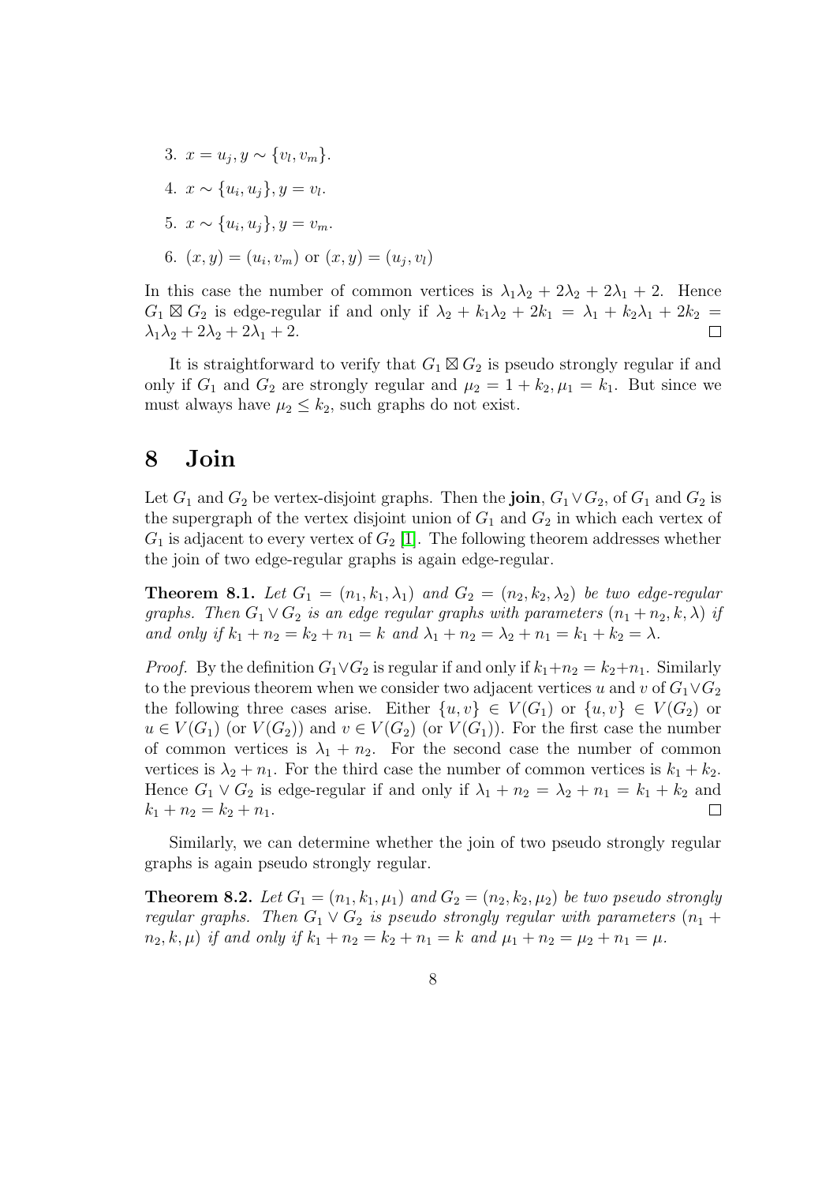3. $x = u_j, y \sim \{v_l, v_m\}$.
4. $x \sim \{u_i, u_j\}, y = v_l$.
5. $x \sim \{u_i, u_j\}, y = v_m$.
6. $(x, y) = (u_i, v_m)$ or $(x, y) = (u_j, v_l)$

In this case the number of common vertices is $\lambda_1\lambda_2 + 2\lambda_2 + 2\lambda_1 + 2$. Hence $G_1 \boxtimes G_2$ is edge-regular if and only if $\lambda_2 + k_1\lambda_2 + 2k_1 = \lambda_1 + k_2\lambda_1 + 2k_2 = \lambda_1\lambda_2 + 2\lambda_2 + 2\lambda_1 + 2$. □

It is straightforward to verify that $G_1 \boxtimes G_2$ is pseudo strongly regular if and only if $G_1$ and $G_2$ are strongly regular and $\mu_2 = 1 + k_2, \mu_1 = k_1$. But since we must always have $\mu_2 \leq k_2$, such graphs do not exist.

# 8 Join

Let $G_1$ and $G_2$ be vertex-disjoint graphs. Then the **join**, $G_1 \vee G_2$, of $G_1$ and $G_2$ is the supergraph of the vertex disjoint union of $G_1$ and $G_2$ in which each vertex of $G_1$ is adjacent to every vertex of $G_2$ [1]. The following theorem addresses whether the join of two edge-regular graphs is again edge-regular.

**Theorem 8.1.** *Let $G_1 = (n_1, k_1, \lambda_1)$ and $G_2 = (n_2, k_2, \lambda_2)$ be two edge-regular graphs. Then $G_1 \vee G_2$ is an edge regular graphs with parameters $(n_1 + n_2, k, \lambda)$ if and only if $k_1 + n_2 = k_2 + n_1 = k$ and $\lambda_1 + n_2 = \lambda_2 + n_1 = k_1 + k_2 = \lambda$.*

*Proof.* By the definition $G_1 \vee G_2$ is regular if and only if $k_1 + n_2 = k_2 + n_1$. Similarly to the previous theorem when we consider two adjacent vertices $u$ and $v$ of $G_1 \vee G_2$ the following three cases arise. Either $\{u, v\} \in V(G_1)$ or $\{u, v\} \in V(G_2)$ or $u \in V(G_1)$ (or $V(G_2)$) and $v \in V(G_2)$ (or $V(G_1)$). For the first case the number of common vertices is $\lambda_1 + n_2$. For the second case the number of common vertices is $\lambda_2 + n_1$. For the third case the number of common vertices is $k_1 + k_2$. Hence $G_1 \vee G_2$ is edge-regular if and only if $\lambda_1 + n_2 = \lambda_2 + n_1 = k_1 + k_2$ and $k_1 + n_2 = k_2 + n_1$. □

Similarly, we can determine whether the join of two pseudo strongly regular graphs is again pseudo strongly regular.

**Theorem 8.2.** *Let $G_1 = (n_1, k_1, \mu_1)$ and $G_2 = (n_2, k_2, \mu_2)$ be two pseudo strongly regular graphs. Then $G_1 \vee G_2$ is pseudo strongly regular with parameters $(n_1 + n_2, k, \mu)$ if and only if $k_1 + n_2 = k_2 + n_1 = k$ and $\mu_1 + n_2 = \mu_2 + n_1 = \mu$.*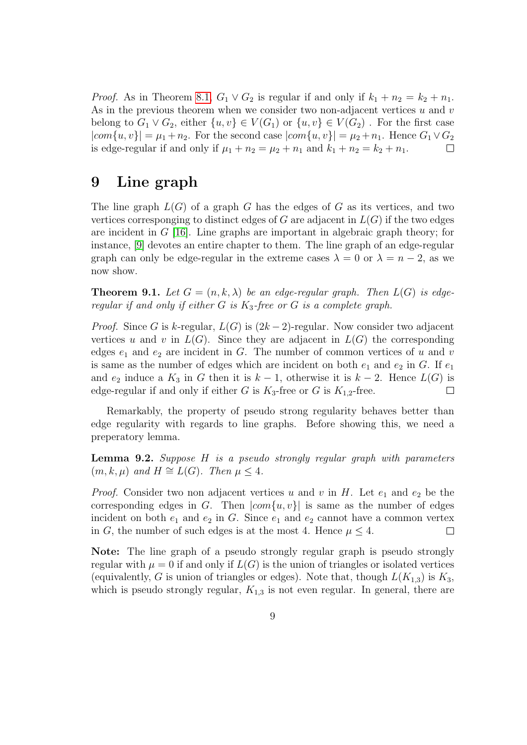*Proof.* As in Theorem 8.1, $G_1 \vee G_2$ is regular if and only if $k_1 + n_2 = k_2 + n_1$. As in the previous theorem when we consider two non-adjacent vertices $u$ and $v$ belong to $G_1 \vee G_2$, either $\{u, v\} \in V(G_1)$ or $\{u, v\} \in V(G_2)$ . For the first case $|com\{u, v\}| = \mu_1 + n_2$. For the second case $|com\{u, v\}| = \mu_2 + n_1$. Hence $G_1 \vee G_2$ is edge-regular if and only if $\mu_1 + n_2 = \mu_2 + n_1$ and $k_1 + n_2 = k_2 + n_1$. □

# 9 Line graph

The line graph $L(G)$ of a graph $G$ has the edges of $G$ as its vertices, and two vertices corresponging to distinct edges of $G$ are adjacent in $L(G)$ if the two edges are incident in $G$ [16]. Line graphs are important in algebraic graph theory; for instance, [9] devotes an entire chapter to them. The line graph of an edge-regular graph can only be edge-regular in the extreme cases $\lambda = 0$ or $\lambda = n - 2$, as we now show.

**Theorem 9.1.** *Let $G = (n, k, \lambda)$ be an edge-regular graph. Then $L(G)$ is edge-regular if and only if either $G$ is $K_3$-free or $G$ is a complete graph.*

*Proof.* Since $G$ is $k$-regular, $L(G)$ is $(2k-2)$-regular. Now consider two adjacent vertices $u$ and $v$ in $L(G)$. Since they are adjacent in $L(G)$ the corresponding edges $e_1$ and $e_2$ are incident in $G$. The number of common vertices of $u$ and $v$ is same as the number of edges which are incident on both $e_1$ and $e_2$ in $G$. If $e_1$ and $e_2$ induce a $K_3$ in $G$ then it is $k - 1$, otherwise it is $k - 2$. Hence $L(G)$ is edge-regular if and only if either $G$ is $K_3$-free or $G$ is $K_{1,2}$-free. □

Remarkably, the property of pseudo strong regularity behaves better than edge regularity with regards to line graphs. Before showing this, we need a preperatory lemma.

**Lemma 9.2.** *Suppose $H$ is a pseudo strongly regular graph with parameters $(m, k, \mu)$ and $H \cong L(G)$. Then $\mu \leq 4$.*

*Proof.* Consider two non adjacent vertices $u$ and $v$ in $H$. Let $e_1$ and $e_2$ be the corresponding edges in $G$. Then $|com\{u, v\}|$ is same as the number of edges incident on both $e_1$ and $e_2$ in $G$. Since $e_1$ and $e_2$ cannot have a common vertex in $G$, the number of such edges is at the most 4. Hence $\mu \leq 4$. □

**Note:** The line graph of a pseudo strongly regular graph is pseudo strongly regular with $\mu = 0$ if and only if $L(G)$ is the union of triangles or isolated vertices (equivalently, $G$ is union of triangles or edges). Note that, though $L(K_{1,3})$ is $K_3$, which is pseudo strongly regular, $K_{1,3}$ is not even regular. In general, there are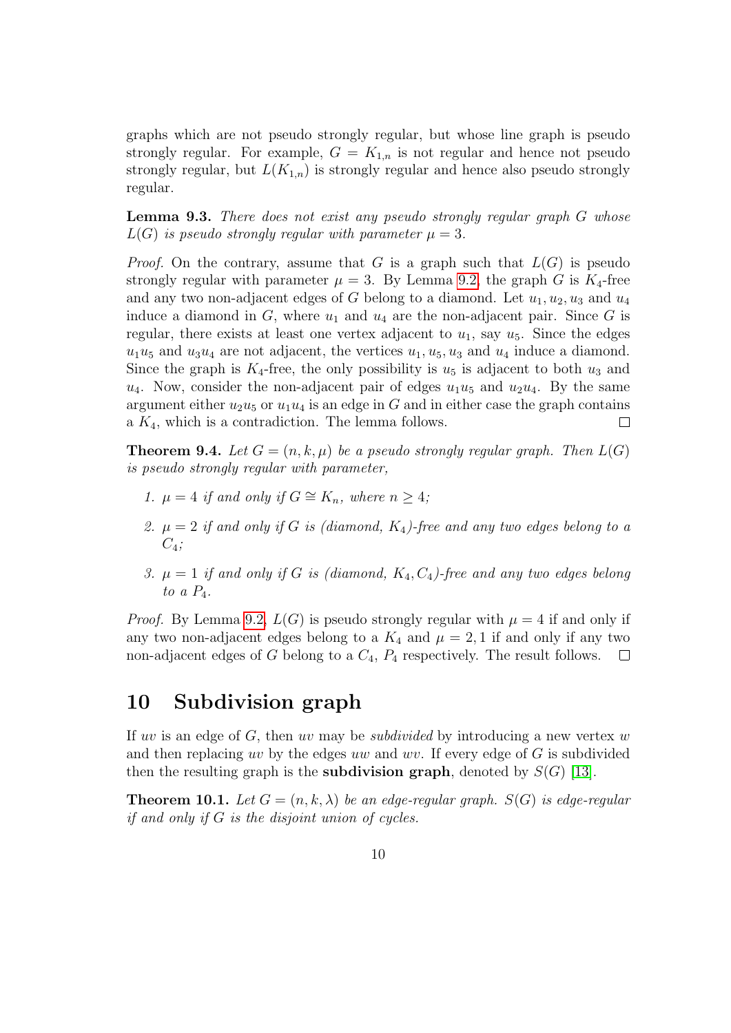graphs which are not pseudo strongly regular, but whose line graph is pseudo strongly regular. For example, $G = K_{1,n}$ is not regular and hence not pseudo strongly regular, but $L(K_{1,n})$ is strongly regular and hence also pseudo strongly regular.

**Lemma 9.3.** *There does not exist any pseudo strongly regular graph $G$ whose $L(G)$ is pseudo strongly regular with parameter $\mu = 3$.*

*Proof.* On the contrary, assume that $G$ is a graph such that $L(G)$ is pseudo strongly regular with parameter $\mu = 3$. By Lemma 9.2, the graph $G$ is $K_4$-free and any two non-adjacent edges of $G$ belong to a diamond. Let $u_1, u_2, u_3$ and $u_4$ induce a diamond in $G$, where $u_1$ and $u_4$ are the non-adjacent pair. Since $G$ is regular, there exists at least one vertex adjacent to $u_1$, say $u_5$. Since the edges $u_1u_5$ and $u_3u_4$ are not adjacent, the vertices $u_1, u_5, u_3$ and $u_4$ induce a diamond. Since the graph is $K_4$-free, the only possibility is $u_5$ is adjacent to both $u_3$ and $u_4$. Now, consider the non-adjacent pair of edges $u_1u_5$ and $u_2u_4$. By the same argument either $u_2u_5$ or $u_1u_4$ is an edge in $G$ and in either case the graph contains a $K_4$, which is a contradiction. The lemma follows. $\square$

**Theorem 9.4.** *Let $G = (n, k, \mu)$ be a pseudo strongly regular graph. Then $L(G)$ is pseudo strongly regular with parameter,*

1. *$\mu = 4$ if and only if $G \cong K_n$, where $n \geq 4$;*
2. *$\mu = 2$ if and only if $G$ is (diamond, $K_4$)-free and any two edges belong to a $C_4$;*
3. *$\mu = 1$ if and only if $G$ is (diamond, $K_4, C_4$)-free and any two edges belong to a $P_4$.*

*Proof.* By Lemma 9.2, $L(G)$ is pseudo strongly regular with $\mu = 4$ if and only if any two non-adjacent edges belong to a $K_4$ and $\mu = 2, 1$ if and only if any two non-adjacent edges of $G$ belong to a $C_4$, $P_4$ respectively. The result follows. $\square$

## 10 Subdivision graph

If $uv$ is an edge of $G$, then $uv$ may be *subdivided* by introducing a new vertex $w$ and then replacing $uv$ by the edges $uw$ and $wv$. If every edge of $G$ is subdivided then the resulting graph is the **subdivision graph**, denoted by $S(G)$ [13].

**Theorem 10.1.** *Let $G = (n, k, \lambda)$ be an edge-regular graph. $S(G)$ is edge-regular if and only if $G$ is the disjoint union of cycles.*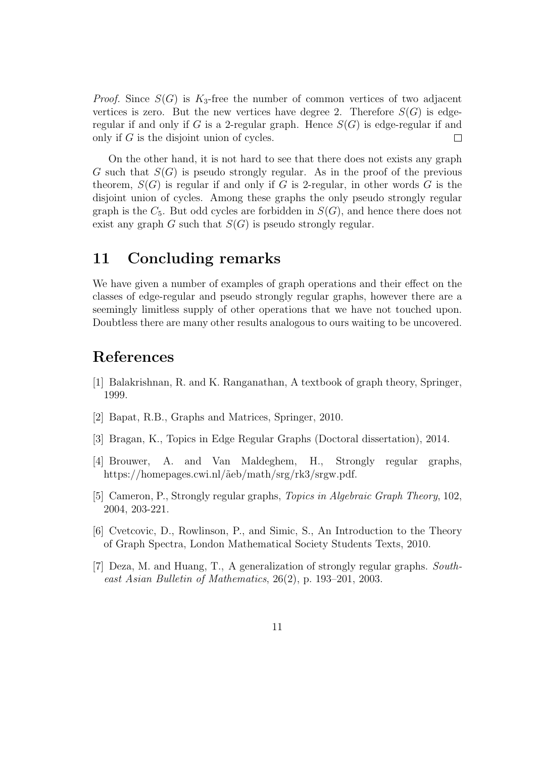*Proof.* Since $S(G)$ is $K_3$-free the number of common vertices of two adjacent vertices is zero. But the new vertices have degree 2. Therefore $S(G)$ is edge-regular if and only if $G$ is a 2-regular graph. Hence $S(G)$ is edge-regular if and only if $G$ is the disjoint union of cycles. □

On the other hand, it is not hard to see that there does not exists any graph $G$ such that $S(G)$ is pseudo strongly regular. As in the proof of the previous theorem, $S(G)$ is regular if and only if $G$ is 2-regular, in other words $G$ is the disjoint union of cycles. Among these graphs the only pseudo strongly regular graph is the $C_5$. But odd cycles are forbidden in $S(G)$, and hence there does not exist any graph $G$ such that $S(G)$ is pseudo strongly regular.

## 11 Concluding remarks

We have given a number of examples of graph operations and their effect on the classes of edge-regular and pseudo strongly regular graphs, however there are a seemingly limitless supply of other operations that we have not touched upon. Doubtless there are many other results analogous to ours waiting to be uncovered.

## References

[1] Balakrishnan, R. and K. Ranganathan, A textbook of graph theory, Springer, 1999.

[2] Bapat, R.B., Graphs and Matrices, Springer, 2010.

[3] Bragan, K., Topics in Edge Regular Graphs (Doctoral dissertation), 2014.

[4] Brouwer, A. and Van Maldeghem, H., Strongly regular graphs, https://homepages.cwi.nl/ãeb/math/srg/rk3/srgw.pdf.

[5] Cameron, P., Strongly regular graphs, *Topics in Algebraic Graph Theory*, 102, 2004, 203-221.

[6] Cvetcovic, D., Rowlinson, P., and Simic, S., An Introduction to the Theory of Graph Spectra, London Mathematical Society Students Texts, 2010.

[7] Deza, M. and Huang, T., A generalization of strongly regular graphs. *Southeast Asian Bulletin of Mathematics*, 26(2), p. 193–201, 2003.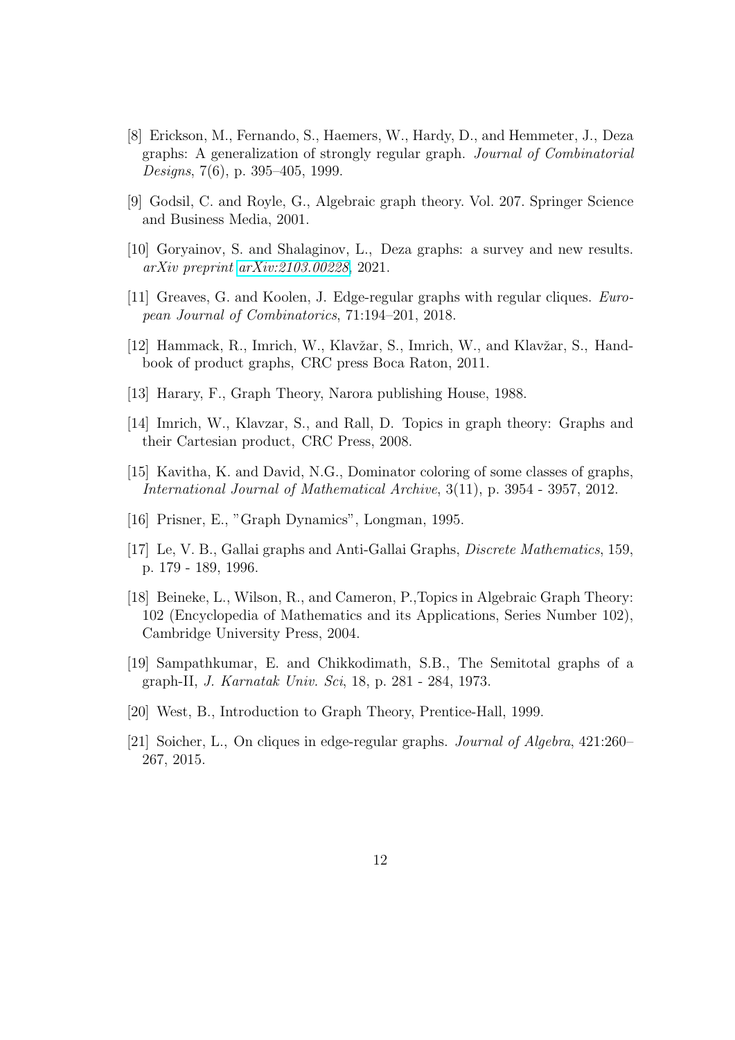[8] Erickson, M., Fernando, S., Haemers, W., Hardy, D., and Hemmeter, J., Deza graphs: A generalization of strongly regular graph. *Journal of Combinatorial Designs*, 7(6), p. 395–405, 1999.

[9] Godsil, C. and Royle, G., Algebraic graph theory. Vol. 207. Springer Science and Business Media, 2001.

[10] Goryainov, S. and Shalaginov, L., Deza graphs: a survey and new results. *arXiv preprint arXiv:2103.00228*, 2021.

[11] Greaves, G. and Koolen, J. Edge-regular graphs with regular cliques. *European Journal of Combinatorics*, 71:194–201, 2018.

[12] Hammack, R., Imrich, W., Klavžar, S., Imrich, W., and Klavžar, S., Handbook of product graphs, CRC press Boca Raton, 2011.

[13] Harary, F., Graph Theory, Narora publishing House, 1988.

[14] Imrich, W., Klavzar, S., and Rall, D. Topics in graph theory: Graphs and their Cartesian product, CRC Press, 2008.

[15] Kavitha, K. and David, N.G., Dominator coloring of some classes of graphs, *International Journal of Mathematical Archive*, 3(11), p. 3954 - 3957, 2012.

[16] Prisner, E., "Graph Dynamics", Longman, 1995.

[17] Le, V. B., Gallai graphs and Anti-Gallai Graphs, *Discrete Mathematics*, 159, p. 179 - 189, 1996.

[18] Beineke, L., Wilson, R., and Cameron, P.,Topics in Algebraic Graph Theory: 102 (Encyclopedia of Mathematics and its Applications, Series Number 102), Cambridge University Press, 2004.

[19] Sampathkumar, E. and Chikkodimath, S.B., The Semitotal graphs of a graph-II, *J. Karnatak Univ. Sci*, 18, p. 281 - 284, 1973.

[20] West, B., Introduction to Graph Theory, Prentice-Hall, 1999.

[21] Soicher, L., On cliques in edge-regular graphs. *Journal of Algebra*, 421:260–267, 2015.